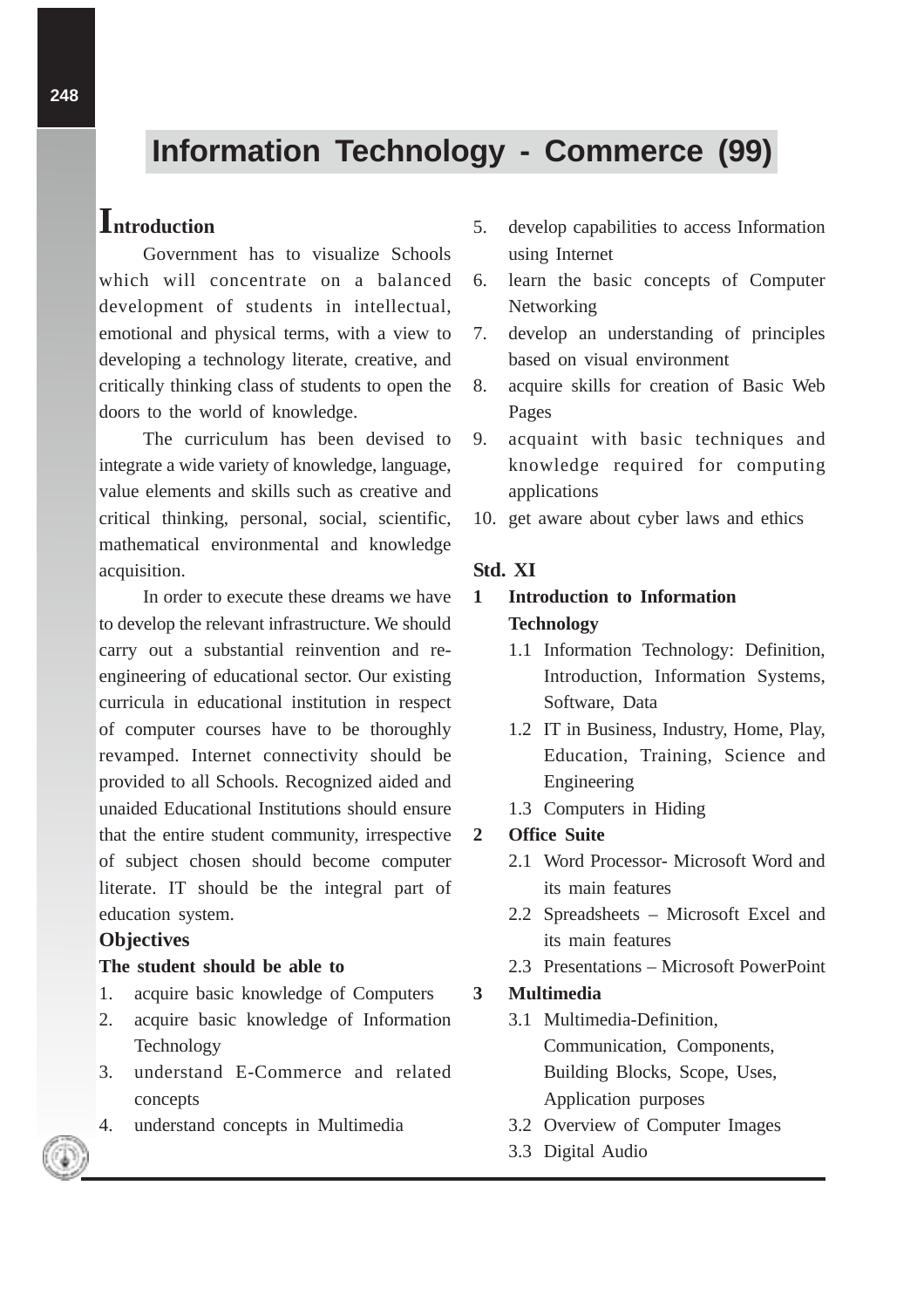# Information Technology - Commerce (99)

## Introduction

Government has to visualize Schools which will concentrate on a balanced development of students in intellectual, emotional and physical terms, with a view to developing a technology literate, creative, and critically thinking class of students to open the doors to the world of knowledge.

The curriculum has been devised to integrate a wide variety of knowledge, language, value elements and skills such as creative and critical thinking, personal, social, scientific, mathematical environmental and knowledge acquisition.

In order to execute these dreams we have to develop the relevant infrastructure. We should carry out a substantial reinvention and re-engineering of educational sector. Our existing curricula in educational institution in respect of computer courses have to be thoroughly revamped. Internet connectivity should be provided to all Schools. Recognized aided and unaided Educational Institutions should ensure that the entire student community, irrespective of subject chosen should become computer literate. IT should be the integral part of education system.

### Objectives

**The student should be able to**

1. acquire basic knowledge of Computers
2. acquire basic knowledge of Information Technology
3. understand E-Commerce and related concepts
4. understand concepts in Multimedia
5. develop capabilities to access Information using Internet
6. learn the basic concepts of Computer Networking
7. develop an understanding of principles based on visual environment
8. acquire skills for creation of Basic Web Pages
9. acquaint with basic techniques and knowledge required for computing applications
10. get aware about cyber laws and ethics

### Std. XI

**1 Introduction to Information Technology**

- 1.1 Information Technology: Definition, Introduction, Information Systems, Software, Data
- 1.2 IT in Business, Industry, Home, Play, Education, Training, Science and Engineering
- 1.3 Computers in Hiding

**2 Office Suite**

- 2.1 Word Processor- Microsoft Word and its main features
- 2.2 Spreadsheets – Microsoft Excel and its main features
- 2.3 Presentations – Microsoft PowerPoint

**3 Multimedia**

- 3.1 Multimedia-Definition, Communication, Components, Building Blocks, Scope, Uses, Application purposes
- 3.2 Overview of Computer Images
- 3.3 Digital Audio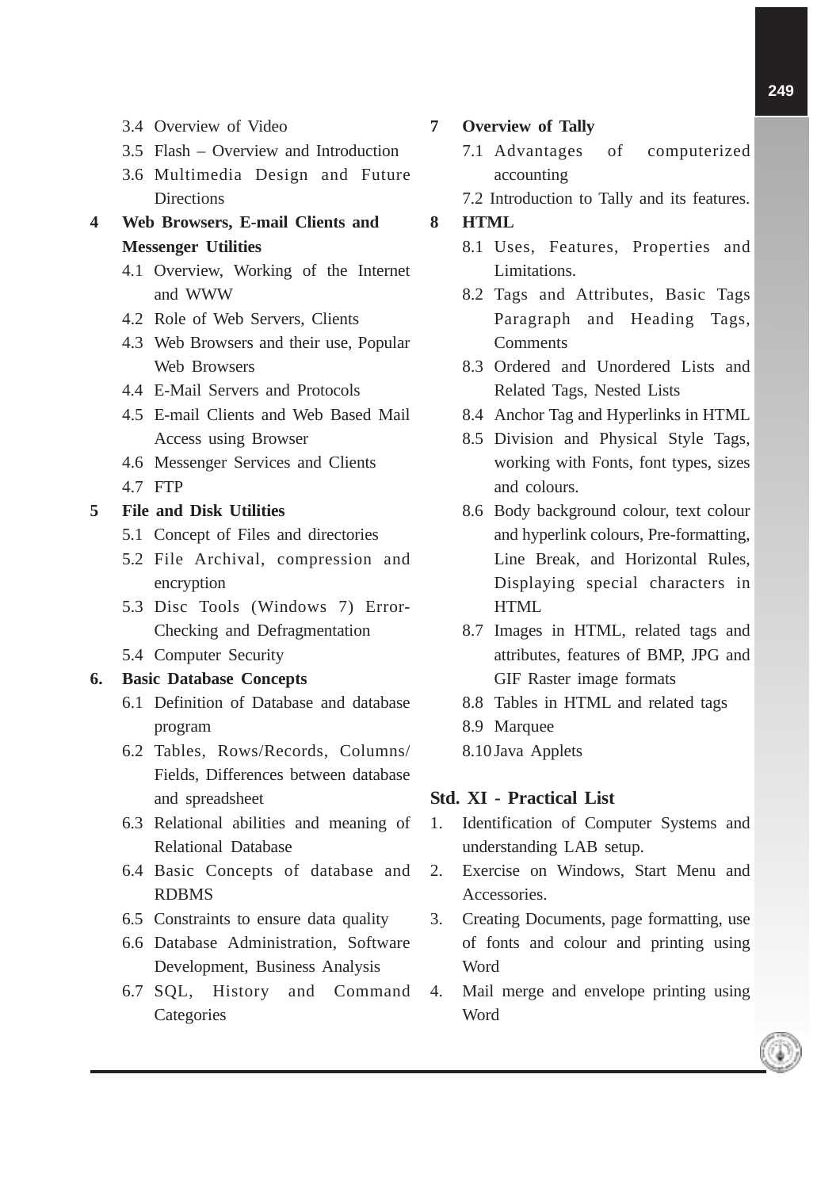- 3.4 Overview of Video
- 3.5 Flash – Overview and Introduction
- 3.6 Multimedia Design and Future Directions

**4 Web Browsers, E-mail Clients and Messenger Utilities**

- 4.1 Overview, Working of the Internet and WWW
- 4.2 Role of Web Servers, Clients
- 4.3 Web Browsers and their use, Popular Web Browsers
- 4.4 E-Mail Servers and Protocols
- 4.5 E-mail Clients and Web Based Mail Access using Browser
- 4.6 Messenger Services and Clients
- 4.7 FTP

**5 File and Disk Utilities**

- 5.1 Concept of Files and directories
- 5.2 File Archival, compression and encryption
- 5.3 Disc Tools (Windows 7) Error-Checking and Defragmentation
- 5.4 Computer Security

**6. Basic Database Concepts**

- 6.1 Definition of Database and database program
- 6.2 Tables, Rows/Records, Columns/ Fields, Differences between database and spreadsheet
- 6.3 Relational abilities and meaning of Relational Database
- 6.4 Basic Concepts of database and RDBMS
- 6.5 Constraints to ensure data quality
- 6.6 Database Administration, Software Development, Business Analysis
- 6.7 SQL, History and Command Categories

**7 Overview of Tally**

- 7.1 Advantages of computerized accounting
- 7.2 Introduction to Tally and its features.

**8 HTML**

- 8.1 Uses, Features, Properties and Limitations.
- 8.2 Tags and Attributes, Basic Tags Paragraph and Heading Tags, Comments
- 8.3 Ordered and Unordered Lists and Related Tags, Nested Lists
- 8.4 Anchor Tag and Hyperlinks in HTML
- 8.5 Division and Physical Style Tags, working with Fonts, font types, sizes and colours.
- 8.6 Body background colour, text colour and hyperlink colours, Pre-formatting, Line Break, and Horizontal Rules, Displaying special characters in HTML
- 8.7 Images in HTML, related tags and attributes, features of BMP, JPG and GIF Raster image formats
- 8.8 Tables in HTML and related tags
- 8.9 Marquee
- 8.10 Java Applets

## Std. XI - Practical List

1. Identification of Computer Systems and understanding LAB setup.
2. Exercise on Windows, Start Menu and Accessories.
3. Creating Documents, page formatting, use of fonts and colour and printing using Word
4. Mail merge and envelope printing using Word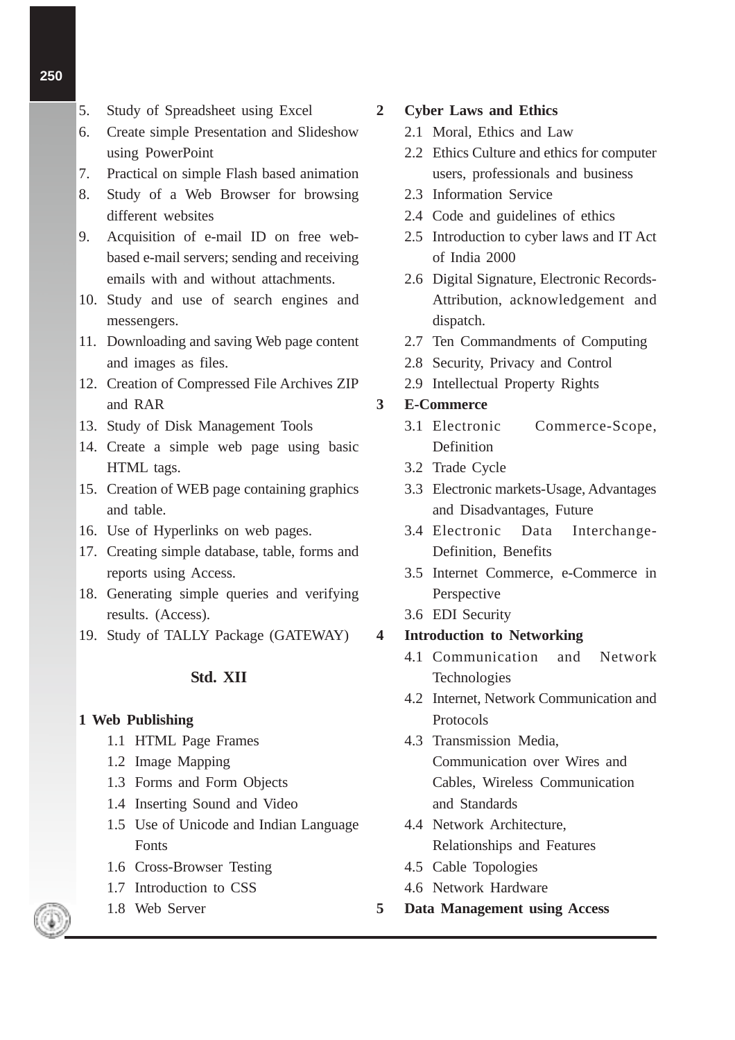5. Study of Spreadsheet using Excel
6. Create simple Presentation and Slideshow using PowerPoint
7. Practical on simple Flash based animation
8. Study of a Web Browser for browsing different websites
9. Acquisition of e-mail ID on free web-based e-mail servers; sending and receiving emails with and without attachments.
10. Study and use of search engines and messengers.
11. Downloading and saving Web page content and images as files.
12. Creation of Compressed File Archives ZIP and RAR
13. Study of Disk Management Tools
14. Create a simple web page using basic HTML tags.
15. Creation of WEB page containing graphics and table.
16. Use of Hyperlinks on web pages.
17. Creating simple database, table, forms and reports using Access.
18. Generating simple queries and verifying results. (Access).
19. Study of TALLY Package (GATEWAY)

## Std. XII

**1 Web Publishing**

- 1.1 HTML Page Frames
- 1.2 Image Mapping
- 1.3 Forms and Form Objects
- 1.4 Inserting Sound and Video
- 1.5 Use of Unicode and Indian Language Fonts
- 1.6 Cross-Browser Testing
- 1.7 Introduction to CSS
- 1.8 Web Server

**2 Cyber Laws and Ethics**

- 2.1 Moral, Ethics and Law
- 2.2 Ethics Culture and ethics for computer users, professionals and business
- 2.3 Information Service
- 2.4 Code and guidelines of ethics
- 2.5 Introduction to cyber laws and IT Act of India 2000
- 2.6 Digital Signature, Electronic Records-Attribution, acknowledgement and dispatch.
- 2.7 Ten Commandments of Computing
- 2.8 Security, Privacy and Control
- 2.9 Intellectual Property Rights

**3 E-Commerce**

- 3.1 Electronic Commerce-Scope, Definition
- 3.2 Trade Cycle
- 3.3 Electronic markets-Usage, Advantages and Disadvantages, Future
- 3.4 Electronic Data Interchange-Definition, Benefits
- 3.5 Internet Commerce, e-Commerce in Perspective
- 3.6 EDI Security

**4 Introduction to Networking**

- 4.1 Communication and Network Technologies
- 4.2 Internet, Network Communication and Protocols
- 4.3 Transmission Media, Communication over Wires and Cables, Wireless Communication and Standards
- 4.4 Network Architecture, Relationships and Features
- 4.5 Cable Topologies
- 4.6 Network Hardware

**5 Data Management using Access**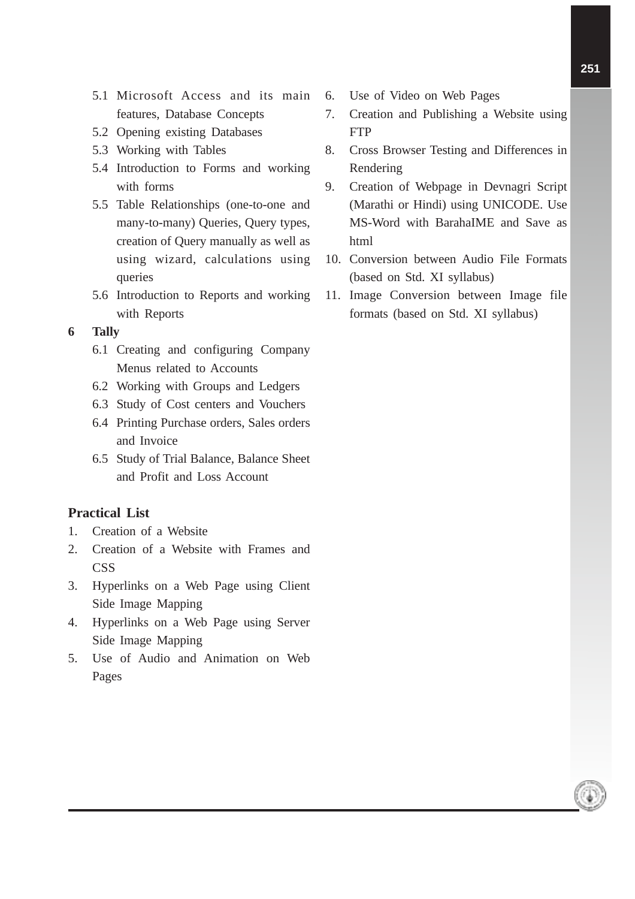- 5.1 Microsoft Access and its main features, Database Concepts
- 5.2 Opening existing Databases
- 5.3 Working with Tables
- 5.4 Introduction to Forms and working with forms
- 5.5 Table Relationships (one-to-one and many-to-many) Queries, Query types, creation of Query manually as well as using wizard, calculations using queries
- 5.6 Introduction to Reports and working with Reports

**6 Tally**

- 6.1 Creating and configuring Company Menus related to Accounts
- 6.2 Working with Groups and Ledgers
- 6.3 Study of Cost centers and Vouchers
- 6.4 Printing Purchase orders, Sales orders and Invoice
- 6.5 Study of Trial Balance, Balance Sheet and Profit and Loss Account

## Practical List

1. Creation of a Website
2. Creation of a Website with Frames and CSS
3. Hyperlinks on a Web Page using Client Side Image Mapping
4. Hyperlinks on a Web Page using Server Side Image Mapping
5. Use of Audio and Animation on Web Pages
6. Use of Video on Web Pages
7. Creation and Publishing a Website using FTP
8. Cross Browser Testing and Differences in Rendering
9. Creation of Webpage in Devnagri Script (Marathi or Hindi) using UNICODE. Use MS-Word with BarahaIME and Save as html
10. Conversion between Audio File Formats (based on Std. XI syllabus)
11. Image Conversion between Image file formats (based on Std. XI syllabus)